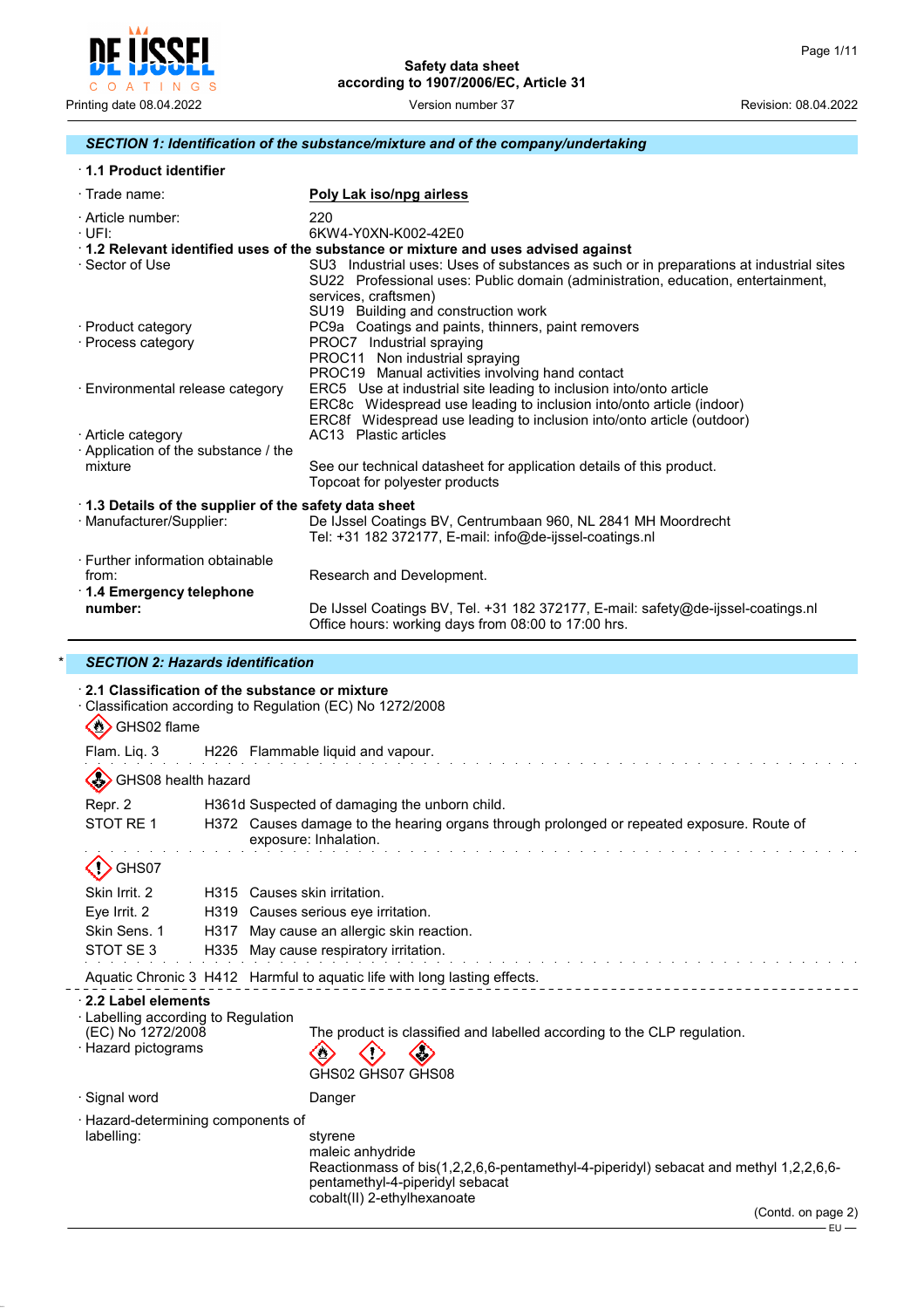Safety data sheet
according to 1907/2006/EC, Article 31

Printing date 08.04.2022 | Version number 37 | Revision: 08.04.2022

## SECTION 1: Identification of the substance/mixture and of the company/undertaking

**· 1.1 Product identifier**

· Trade name: **Poly Lak iso/npg airless**

· Article number: 220
· UFI: 6KW4-Y0XN-K002-42E0

**· 1.2 Relevant identified uses of the substance or mixture and uses advised against**

· Sector of Use
SU3 Industrial uses: Uses of substances as such or in preparations at industrial sites
SU22 Professional uses: Public domain (administration, education, entertainment, services, craftsmen)
SU19 Building and construction work

· Product category
PC9a Coatings and paints, thinners, paint removers

· Process category
PROC7 Industrial spraying
PROC11 Non industrial spraying
PROC19 Manual activities involving hand contact

· Environmental release category
ERC5 Use at industrial site leading to inclusion into/onto article
ERC8c Widespread use leading to inclusion into/onto article (indoor)
ERC8f Widespread use leading to inclusion into/onto article (outdoor)

· Article category
AC13 Plastic articles

· Application of the substance / the mixture
See our technical datasheet for application details of this product.
Topcoat for polyester products

**· 1.3 Details of the supplier of the safety data sheet**

· Manufacturer/Supplier:
De IJssel Coatings BV, Centrumbaan 960, NL 2841 MH Moordrecht
Tel: +31 182 372177, E-mail: info@de-ijssel-coatings.nl

· Further information obtainable from: Research and Development.

**· 1.4 Emergency telephone number:**
De IJssel Coatings BV, Tel. +31 182 372177, E-mail: safety@de-ijssel-coatings.nl
Office hours: working days from 08:00 to 17:00 hrs.

## * SECTION 2: Hazards identification

**· 2.1 Classification of the substance or mixture**

· Classification according to Regulation (EC) No 1272/2008

GHS02 flame

Flam. Liq. 3 H226 Flammable liquid and vapour.

GHS08 health hazard

Repr. 2 H361d Suspected of damaging the unborn child.
STOT RE 1 H372 Causes damage to the hearing organs through prolonged or repeated exposure. Route of exposure: Inhalation.

GHS07

Skin Irrit. 2 H315 Causes skin irritation.
Eye Irrit. 2 H319 Causes serious eye irritation.
Skin Sens. 1 H317 May cause an allergic skin reaction.
STOT SE 3 H335 May cause respiratory irritation.

Aquatic Chronic 3 H412 Harmful to aquatic life with long lasting effects.

**· 2.2 Label elements**

· Labelling according to Regulation (EC) No 1272/2008
The product is classified and labelled according to the CLP regulation.

· Hazard pictograms
GHS02 GHS07 GHS08

· Signal word
Danger

· Hazard-determining components of labelling:
styrene
maleic anhydride
Reactionmass of bis(1,2,2,6,6-pentamethyl-4-piperidyl) sebacat and methyl 1,2,2,6,6-pentamethyl-4-piperidyl sebacat
cobalt(II) 2-ethylhexanoate

(Contd. on page 2)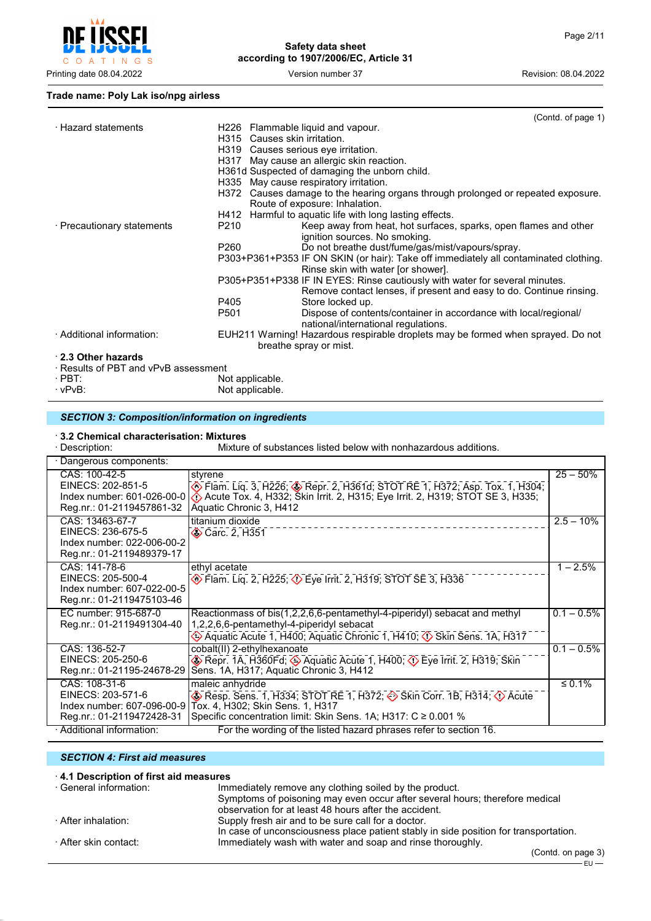Trade name: Poly Lak iso/npg airless

(Contd. of page 1)

· Hazard statements

H226 Flammable liquid and vapour.
H315 Causes skin irritation.
H319 Causes serious eye irritation.
H317 May cause an allergic skin reaction.
H361d Suspected of damaging the unborn child.
H335 May cause respiratory irritation.
H372 Causes damage to the hearing organs through prolonged or repeated exposure. Route of exposure: Inhalation.
H412 Harmful to aquatic life with long lasting effects.

· Precautionary statements

P210 Keep away from heat, hot surfaces, sparks, open flames and other ignition sources. No smoking.
P260 Do not breathe dust/fume/gas/mist/vapours/spray.
P303+P361+P353 IF ON SKIN (or hair): Take off immediately all contaminated clothing. Rinse skin with water [or shower].
P305+P351+P338 IF IN EYES: Rinse cautiously with water for several minutes. Remove contact lenses, if present and easy to do. Continue rinsing.
P405 Store locked up.
P501 Dispose of contents/container in accordance with local/regional/national/international regulations.

· Additional information: EUH211 Warning! Hazardous respirable droplets may be formed when sprayed. Do not breathe spray or mist.

· **2.3 Other hazards**
· Results of PBT and vPvB assessment
· PBT: Not applicable.
· vPvB: Not applicable.

## SECTION 3: Composition/information on ingredients

· **3.2 Chemical characterisation: Mixtures**
· Description: Mixture of substances listed below with nonhazardous additions.

| · Dangerous components: | | |
|---|---|---|
| CAS: 100-42-5<br>EINECS: 202-851-5<br>Index number: 601-026-00-0<br>Reg.nr.: 01-2119457861-32 | styrene<br>Flam. Liq. 3, H226; Repr. 2, H361d; STOT RE 1, H372; Asp. Tox. 1, H304; Acute Tox. 4, H332; Skin Irrit. 2, H315; Eye Irrit. 2, H319; STOT SE 3, H335; Aquatic Chronic 3, H412 | 25 – 50% |
| CAS: 13463-67-7<br>EINECS: 236-675-5<br>Index number: 022-006-00-2<br>Reg.nr.: 01-2119489379-17 | titanium dioxide<br>Carc. 2, H351 | 2.5 – 10% |
| CAS: 141-78-6<br>EINECS: 205-500-4<br>Index number: 607-022-00-5<br>Reg.nr.: 01-2119475103-46 | ethyl acetate<br>Flam. Liq. 2, H225; Eye Irrit. 2, H319; STOT SE 3, H336 | 1 – 2.5% |
| EC number: 915-687-0<br>Reg.nr.: 01-2119491304-40 | Reactionmass of bis(1,2,2,6,6-pentamethyl-4-piperidyl) sebacat and methyl 1,2,2,6,6-pentamethyl-4-piperidyl sebacat<br>Aquatic Acute 1, H400; Aquatic Chronic 1, H410; Skin Sens. 1A, H317 | 0.1 – 0.5% |
| CAS: 136-52-7<br>EINECS: 205-250-6<br>Reg.nr.: 01-21195-24678-29 | cobalt(II) 2-ethylhexanoate<br>Repr. 1A, H360Fd; Aquatic Acute 1, H400; Eye Irrit. 2, H319; Skin Sens. 1A, H317; Aquatic Chronic 3, H412 | 0.1 – 0.5% |
| CAS: 108-31-6<br>EINECS: 203-571-6<br>Index number: 607-096-00-9<br>Reg.nr.: 01-2119472428-31 | maleic anhydride<br>Resp. Sens. 1, H334; STOT RE 1, H372; Skin Corr. 1B, H314; Acute Tox. 4, H302; Skin Sens. 1, H317<br>Specific concentration limit: Skin Sens. 1A; H317: C ≥ 0.001 % | ≤ 0.1% |

· Additional information: For the wording of the listed hazard phrases refer to section 16.

## SECTION 4: First aid measures

· **4.1 Description of first aid measures**
· General information: Immediately remove any clothing soiled by the product. Symptoms of poisoning may even occur after several hours; therefore medical observation for at least 48 hours after the accident.
· After inhalation: Supply fresh air and to be sure call for a doctor. In case of unconsciousness place patient stably in side position for transportation.
· After skin contact: Immediately wash with water and soap and rinse thoroughly.

(Contd. on page 3)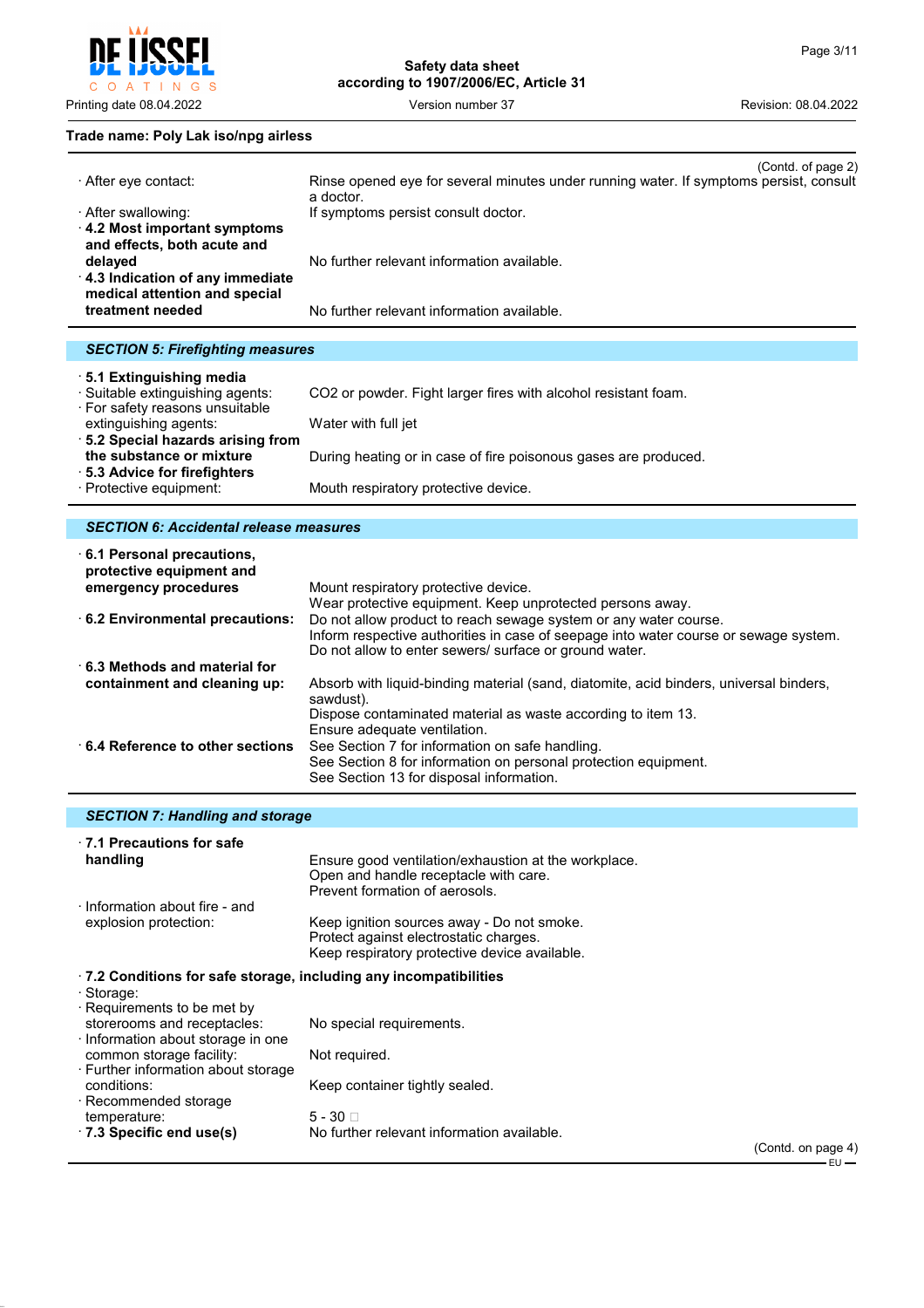Trade name: Poly Lak iso/npg airless

(Contd. of page 2)

· After eye contact: Rinse opened eye for several minutes under running water. If symptoms persist, consult a doctor.

· After swallowing: If symptoms persist consult doctor.

· **4.2 Most important symptoms and effects, both acute and delayed** No further relevant information available.

· **4.3 Indication of any immediate medical attention and special treatment needed** No further relevant information available.

## SECTION 5: Firefighting measures

· **5.1 Extinguishing media**

· Suitable extinguishing agents: CO2 or powder. Fight larger fires with alcohol resistant foam.

· For safety reasons unsuitable extinguishing agents: Water with full jet

· **5.2 Special hazards arising from the substance or mixture** During heating or in case of fire poisonous gases are produced.

· **5.3 Advice for firefighters**

· Protective equipment: Mouth respiratory protective device.

## SECTION 6: Accidental release measures

· **6.1 Personal precautions, protective equipment and emergency procedures** Mount respiratory protective device.
Wear protective equipment. Keep unprotected persons away.

· **6.2 Environmental precautions:** Do not allow product to reach sewage system or any water course.
Inform respective authorities in case of seepage into water course or sewage system.
Do not allow to enter sewers/ surface or ground water.

· **6.3 Methods and material for containment and cleaning up:** Absorb with liquid-binding material (sand, diatomite, acid binders, universal binders, sawdust).
Dispose contaminated material as waste according to item 13.
Ensure adequate ventilation.

· **6.4 Reference to other sections** See Section 7 for information on safe handling.
See Section 8 for information on personal protection equipment.
See Section 13 for disposal information.

## SECTION 7: Handling and storage

· **7.1 Precautions for safe handling** Ensure good ventilation/exhaustion at the workplace.
Open and handle receptacle with care.
Prevent formation of aerosols.

· Information about fire - and explosion protection: Keep ignition sources away - Do not smoke.
Protect against electrostatic charges.
Keep respiratory protective device available.

· **7.2 Conditions for safe storage, including any incompatibilities**

· Storage:

· Requirements to be met by storerooms and receptacles: No special requirements.

· Information about storage in one common storage facility: Not required.

· Further information about storage conditions: Keep container tightly sealed.

· Recommended storage temperature: 5 - 30 □

· **7.3 Specific end use(s)** No further relevant information available.

(Contd. on page 4)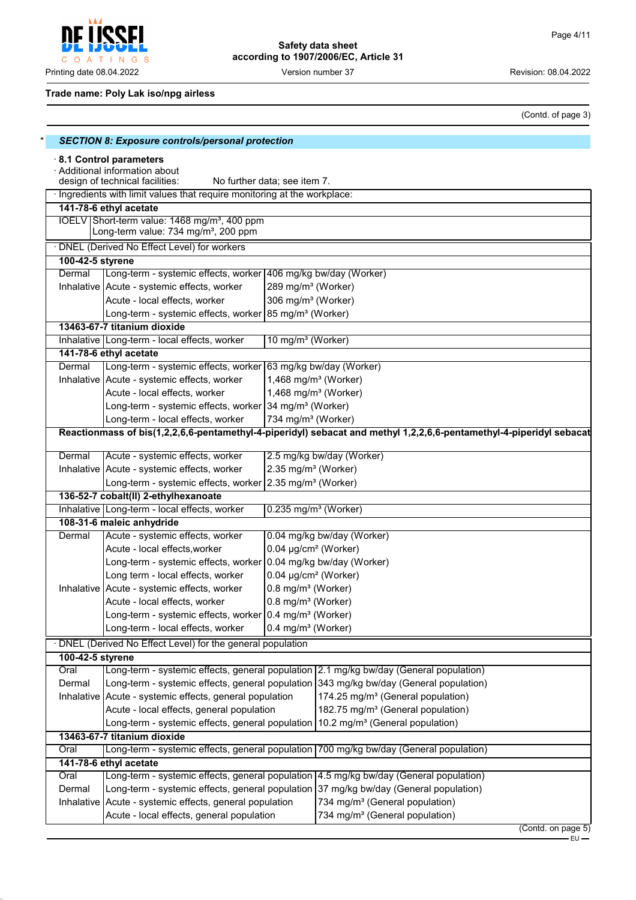Trade name: Poly Lak iso/npg airless

(Contd. of page 3)

## * SECTION 8: Exposure controls/personal protection

· **8.1 Control parameters**

· Additional information about design of technical facilities: No further data; see item 7.

| · Ingredients with limit values that require monitoring at the workplace: | |
|---|---|
| **141-78-6 ethyl acetate** | |
| IOELV | Short-term value: 1468 mg/m³, 400 ppm<br>Long-term value: 734 mg/m³, 200 ppm |

| · DNEL (Derived No Effect Level) for workers | | |
|---|---|---|
| **100-42-5 styrene** | | |
| Dermal | Long-term - systemic effects, worker | 406 mg/kg bw/day (Worker) |
| Inhalative | Acute - systemic effects, worker | 289 mg/m³ (Worker) |
| | Acute - local effects, worker | 306 mg/m³ (Worker) |
| | Long-term - systemic effects, worker | 85 mg/m³ (Worker) |
| **13463-67-7 titanium dioxide** | | |
| Inhalative | Long-term - local effects, worker | 10 mg/m³ (Worker) |
| **141-78-6 ethyl acetate** | | |
| Dermal | Long-term - systemic effects, worker | 63 mg/kg bw/day (Worker) |
| Inhalative | Acute - systemic effects, worker | 1,468 mg/m³ (Worker) |
| | Acute - local effects, worker | 1,468 mg/m³ (Worker) |
| | Long-term - systemic effects, worker | 34 mg/m³ (Worker) |
| | Long-term - local effects, worker | 734 mg/m³ (Worker) |
| **Reactionmass of bis(1,2,2,6,6-pentamethyl-4-piperidyl) sebacat and methyl 1,2,2,6,6-pentamethyl-4-piperidyl sebacat** | | |
| Dermal | Acute - systemic effects, worker | 2.5 mg/kg bw/day (Worker) |
| Inhalative | Acute - systemic effects, worker | 2.35 mg/m³ (Worker) |
| | Long-term - systemic effects, worker | 2.35 mg/m³ (Worker) |
| **136-52-7 cobalt(II) 2-ethylhexanoate** | | |
| Inhalative | Long-term - local effects, worker | 0.235 mg/m³ (Worker) |
| **108-31-6 maleic anhydride** | | |
| Dermal | Acute - systemic effects, worker | 0.04 mg/kg bw/day (Worker) |
| | Acute - local effects,worker | 0.04 µg/cm² (Worker) |
| | Long-term - systemic effects, worker | 0.04 mg/kg bw/day (Worker) |
| | Long term - local effects, worker | 0.04 µg/cm² (Worker) |
| Inhalative | Acute - systemic effects, worker | 0.8 mg/m³ (Worker) |
| | Acute - local effects, worker | 0.8 mg/m³ (Worker) |
| | Long-term - systemic effects, worker | 0.4 mg/m³ (Worker) |
| | Long-term - local effects, worker | 0.4 mg/m³ (Worker) |

| · DNEL (Derived No Effect Level) for the general population | | |
|---|---|---|
| **100-42-5 styrene** | | |
| Oral | Long-term - systemic effects, general population | 2.1 mg/kg bw/day (General population) |
| Dermal | Long-term - systemic effects, general population | 343 mg/kg bw/day (General population) |
| Inhalative | Acute - systemic effects, general population | 174.25 mg/m³ (General population) |
| | Acute - local effects, general population | 182.75 mg/m³ (General population) |
| | Long-term - systemic effects, general population | 10.2 mg/m³ (General population) |
| **13463-67-7 titanium dioxide** | | |
| Oral | Long-term - systemic effects, general population | 700 mg/kg bw/day (General population) |
| **141-78-6 ethyl acetate** | | |
| Oral | Long-term - systemic effects, general population | 4.5 mg/kg bw/day (General population) |
| Dermal | Long-term - systemic effects, general population | 37 mg/kg bw/day (General population) |
| Inhalative | Acute - systemic effects, general population | 734 mg/m³ (General population) |
| | Acute - local effects, general population | 734 mg/m³ (General population) |

(Contd. on page 5)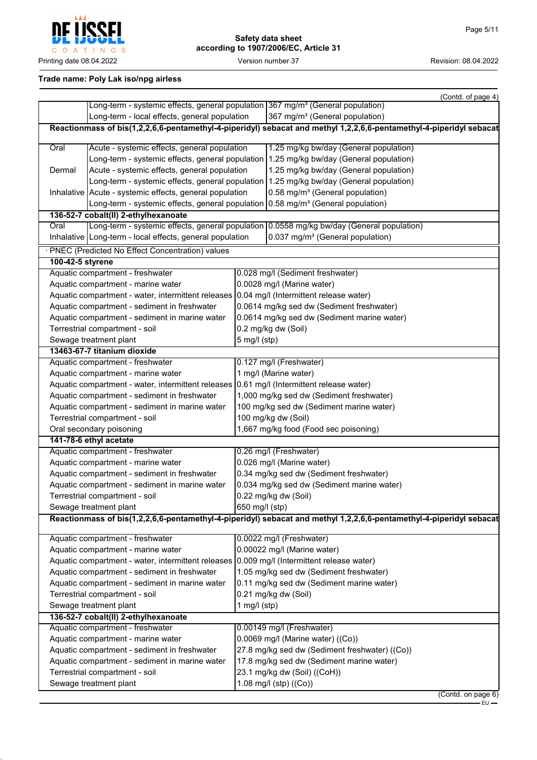Trade name: Poly Lak iso/npg airless

(Contd. of page 4)

| | | |
|---|---|---|
| | Long-term - systemic effects, general population | 367 mg/m³ (General population) |
| | Long-term - local effects, general population | 367 mg/m³ (General population) |
| **Reactionmass of bis(1,2,2,6,6-pentamethyl-4-piperidyl) sebacat and methyl 1,2,2,6,6-pentamethyl-4-piperidyl sebacat** | | |
| Oral | Acute - systemic effects, general population | 1.25 mg/kg bw/day (General population) |
| | Long-term - systemic effects, general population | 1.25 mg/kg bw/day (General population) |
| Dermal | Acute - systemic effects, general population | 1.25 mg/kg bw/day (General population) |
| | Long-term - systemic effects, general population | 1.25 mg/kg bw/day (General population) |
| Inhalative | Acute - systemic effects, general population | 0.58 mg/m³ (General population) |
| | Long-term - systemic effects, general population | 0.58 mg/m³ (General population) |
| **136-52-7 cobalt(II) 2-ethylhexanoate** | | |
| Oral | Long-term - systemic effects, general population | 0.0558 mg/kg bw/day (General population) |
| Inhalative | Long-term - local effects, general population | 0.037 mg/m³ (General population) |

· PNEC (Predicted No Effect Concentration) values

| | |
|---|---|
| **100-42-5 styrene** | |
| Aquatic compartment - freshwater | 0.028 mg/l (Sediment freshwater) |
| Aquatic compartment - marine water | 0.0028 mg/l (Marine water) |
| Aquatic compartment - water, intermittent releases | 0.04 mg/l (Intermittent release water) |
| Aquatic compartment - sediment in freshwater | 0.0614 mg/kg sed dw (Sediment freshwater) |
| Aquatic compartment - sediment in marine water | 0.0614 mg/kg sed dw (Sediment marine water) |
| Terrestrial compartment - soil | 0.2 mg/kg dw (Soil) |
| Sewage treatment plant | 5 mg/l (stp) |
| **13463-67-7 titanium dioxide** | |
| Aquatic compartment - freshwater | 0.127 mg/l (Freshwater) |
| Aquatic compartment - marine water | 1 mg/l (Marine water) |
| Aquatic compartment - water, intermittent releases | 0.61 mg/l (Intermittent release water) |
| Aquatic compartment - sediment in freshwater | 1,000 mg/kg sed dw (Sediment freshwater) |
| Aquatic compartment - sediment in marine water | 100 mg/kg sed dw (Sediment marine water) |
| Terrestrial compartment - soil | 100 mg/kg dw (Soil) |
| Oral secondary poisoning | 1,667 mg/kg food (Food sec poisoning) |
| **141-78-6 ethyl acetate** | |
| Aquatic compartment - freshwater | 0.26 mg/l (Freshwater) |
| Aquatic compartment - marine water | 0.026 mg/l (Marine water) |
| Aquatic compartment - sediment in freshwater | 0.34 mg/kg sed dw (Sediment freshwater) |
| Aquatic compartment - sediment in marine water | 0.034 mg/kg sed dw (Sediment marine water) |
| Terrestrial compartment - soil | 0.22 mg/kg dw (Soil) |
| Sewage treatment plant | 650 mg/l (stp) |
| **Reactionmass of bis(1,2,2,6,6-pentamethyl-4-piperidyl) sebacat and methyl 1,2,2,6,6-pentamethyl-4-piperidyl sebacat** | |
| Aquatic compartment - freshwater | 0.0022 mg/l (Freshwater) |
| Aquatic compartment - marine water | 0.00022 mg/l (Marine water) |
| Aquatic compartment - water, intermittent releases | 0.009 mg/l (Intermittent release water) |
| Aquatic compartment - sediment in freshwater | 1.05 mg/kg sed dw (Sediment freshwater) |
| Aquatic compartment - sediment in marine water | 0.11 mg/kg sed dw (Sediment marine water) |
| Terrestrial compartment - soil | 0.21 mg/kg dw (Soil) |
| Sewage treatment plant | 1 mg/l (stp) |
| **136-52-7 cobalt(II) 2-ethylhexanoate** | |
| Aquatic compartment - freshwater | 0.00149 mg/l (Freshwater) |
| Aquatic compartment - marine water | 0.0069 mg/l (Marine water) ((Co)) |
| Aquatic compartment - sediment in freshwater | 27.8 mg/kg sed dw (Sediment freshwater) ((Co)) |
| Aquatic compartment - sediment in marine water | 17.8 mg/kg sed dw (Sediment marine water) |
| Terrestrial compartment - soil | 23.1 mg/kg dw (Soil) ((CoH)) |
| Sewage treatment plant | 1.08 mg/l (stp) ((Co)) |

(Contd. on page 6)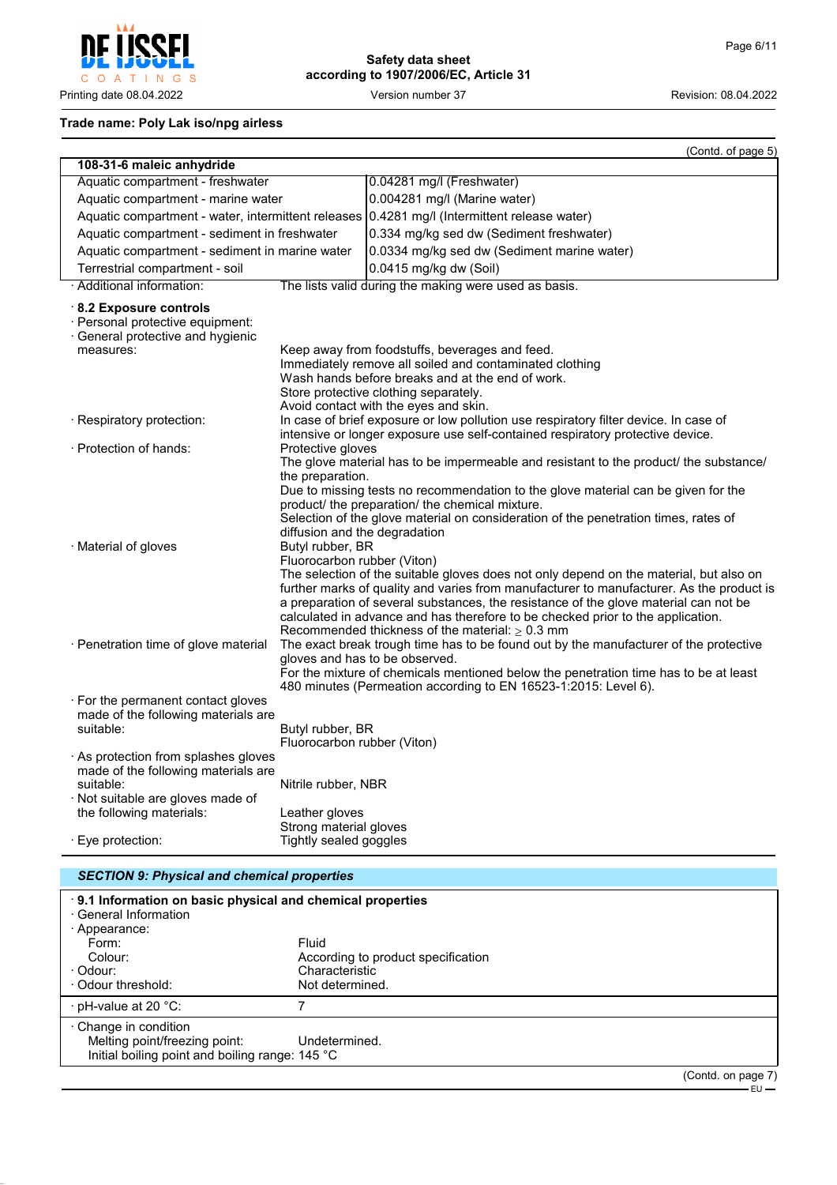Trade name: Poly Lak iso/npg airless

(Contd. of page 5)

| 108-31-6 maleic anhydride | |
|---|---|
| Aquatic compartment - freshwater | 0.04281 mg/l (Freshwater) |
| Aquatic compartment - marine water | 0.004281 mg/l (Marine water) |
| Aquatic compartment - water, intermittent releases | 0.4281 mg/l (Intermittent release water) |
| Aquatic compartment - sediment in freshwater | 0.334 mg/kg sed dw (Sediment freshwater) |
| Aquatic compartment - sediment in marine water | 0.0334 mg/kg sed dw (Sediment marine water) |
| Terrestrial compartment - soil | 0.0415 mg/kg dw (Soil) |

· Additional information: The lists valid during the making were used as basis.

· **8.2 Exposure controls**

· Personal protective equipment:

· General protective and hygienic measures:
Keep away from foodstuffs, beverages and feed.
Immediately remove all soiled and contaminated clothing
Wash hands before breaks and at the end of work.
Store protective clothing separately.
Avoid contact with the eyes and skin.

· Respiratory protection: In case of brief exposure or low pollution use respiratory filter device. In case of intensive or longer exposure use self-contained respiratory protective device.

· Protection of hands: Protective gloves
The glove material has to be impermeable and resistant to the product/ the substance/ the preparation.
Due to missing tests no recommendation to the glove material can be given for the product/ the preparation/ the chemical mixture.
Selection of the glove material on consideration of the penetration times, rates of diffusion and the degradation

· Material of gloves Butyl rubber, BR
Fluorocarbon rubber (Viton)
The selection of the suitable gloves does not only depend on the material, but also on further marks of quality and varies from manufacturer to manufacturer. As the product is a preparation of several substances, the resistance of the glove material can not be calculated in advance and has therefore to be checked prior to the application.
Recommended thickness of the material: ≥ 0.3 mm

· Penetration time of glove material The exact break trough time has to be found out by the manufacturer of the protective gloves and has to be observed.
For the mixture of chemicals mentioned below the penetration time has to be at least 480 minutes (Permeation according to EN 16523-1:2015: Level 6).

· For the permanent contact gloves made of the following materials are suitable:
Butyl rubber, BR
Fluorocarbon rubber (Viton)

· As protection from splashes gloves made of the following materials are suitable:
Nitrile rubber, NBR

· Not suitable are gloves made of the following materials:
Leather gloves
Strong material gloves

· Eye protection: Tightly sealed goggles

## SECTION 9: Physical and chemical properties

· **9.1 Information on basic physical and chemical properties**

· General Information

· Appearance:
Form: Fluid
Colour: According to product specification

· Odour: Characteristic

· Odour threshold: Not determined.

· pH-value at 20 °C: 7

· Change in condition
Melting point/freezing point: Undetermined.
Initial boiling point and boiling range: 145 °C

(Contd. on page 7)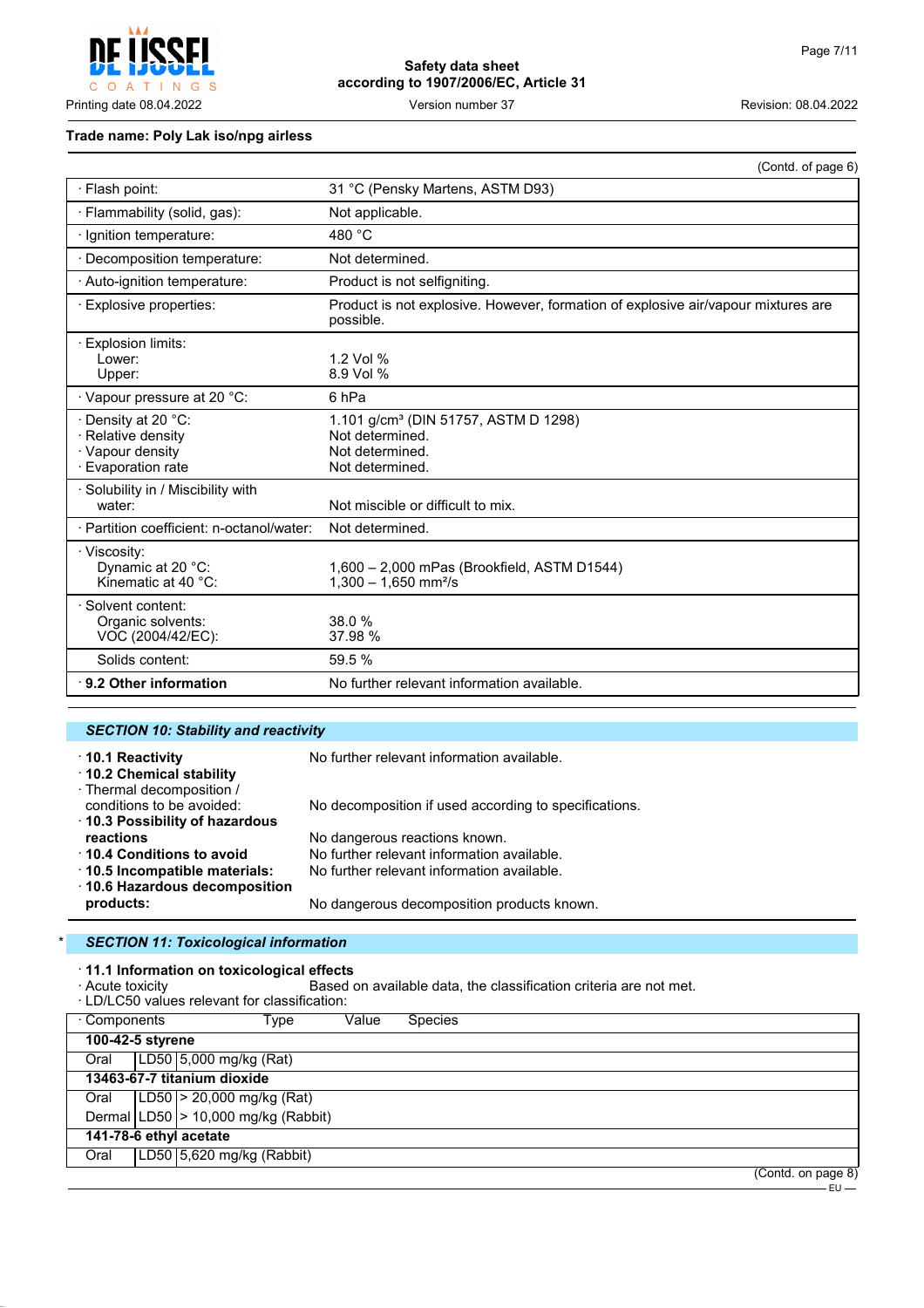**Trade name: Poly Lak iso/npg airless**

(Contd. of page 6)

| Property | Value |
|---|---|
| · Flash point: | 31 °C (Pensky Martens, ASTM D93) |
| · Flammability (solid, gas): | Not applicable. |
| · Ignition temperature: | 480 °C |
| · Decomposition temperature: | Not determined. |
| · Auto-ignition temperature: | Product is not selfigniting. |
| · Explosive properties: | Product is not explosive. However, formation of explosive air/vapour mixtures are possible. |
| · Explosion limits: | |
| Lower: | 1.2 Vol % |
| Upper: | 8.9 Vol % |
| · Vapour pressure at 20 °C: | 6 hPa |
| · Density at 20 °C: | 1.101 g/cm³ (DIN 51757, ASTM D 1298) |
| · Relative density | Not determined. |
| · Vapour density | Not determined. |
| · Evaporation rate | Not determined. |
| · Solubility in / Miscibility with water: | Not miscible or difficult to mix. |
| · Partition coefficient: n-octanol/water: | Not determined. |
| · Viscosity: | |
| Dynamic at 20 °C: | 1,600 – 2,000 mPas (Brookfield, ASTM D1544) |
| Kinematic at 40 °C: | 1,300 – 1,650 mm²/s |
| · Solvent content: | |
| Organic solvents: | 38.0 % |
| VOC (2004/42/EC): | 37.98 % |
| Solids content: | 59.5 % |
| **· 9.2 Other information** | No further relevant information available. |

## *SECTION 10: Stability and reactivity*

- **· 10.1 Reactivity** No further relevant information available.
- **· 10.2 Chemical stability**
- · Thermal decomposition / conditions to be avoided: No decomposition if used according to specifications.
- **· 10.3 Possibility of hazardous reactions** No dangerous reactions known.
- **· 10.4 Conditions to avoid** No further relevant information available.
- **· 10.5 Incompatible materials:** No further relevant information available.
- **· 10.6 Hazardous decomposition products:** No dangerous decomposition products known.

## * *SECTION 11: Toxicological information*

**· 11.1 Information on toxicological effects**

· Acute toxicity Based on available data, the classification criteria are not met.

· LD/LC50 values relevant for classification:

| · Components | Type | Value | Species |
|---|---|---|---|
| **100-42-5 styrene** | | | |
| Oral | LD50 | 5,000 mg/kg | (Rat) |
| **13463-67-7 titanium dioxide** | | | |
| Oral | LD50 | > 20,000 mg/kg | (Rat) |
| Dermal | LD50 | > 10,000 mg/kg | (Rabbit) |
| **141-78-6 ethyl acetate** | | | |
| Oral | LD50 | 5,620 mg/kg | (Rabbit) |

(Contd. on page 8)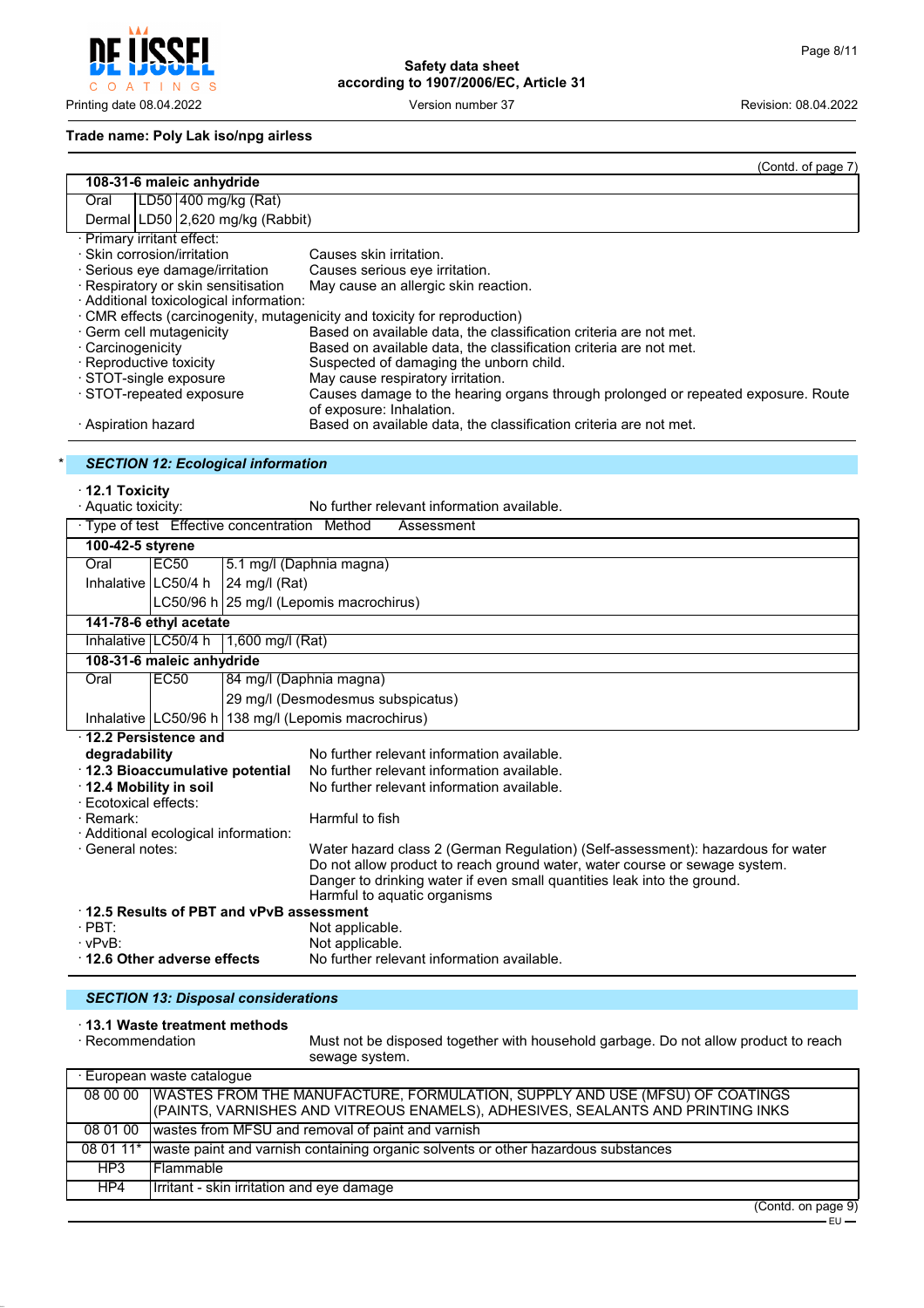**Trade name: Poly Lak iso/npg airless**

(Contd. of page 7)

| 108-31-6 maleic anhydride | | |
|---|---|---|
| Oral | LD50 | 400 mg/kg (Rat) |
| Dermal | LD50 | 2,620 mg/kg (Rabbit) |

· Primary irritant effect:

· Skin corrosion/irritation: Causes skin irritation.

· Serious eye damage/irritation: Causes serious eye irritation.

· Respiratory or skin sensitisation: May cause an allergic skin reaction.

· Additional toxicological information:

· CMR effects (carcinogenity, mutagenicity and toxicity for reproduction)

· Germ cell mutagenicity: Based on available data, the classification criteria are not met.

· Carcinogenicity: Based on available data, the classification criteria are not met.

· Reproductive toxicity: Suspected of damaging the unborn child.

· STOT-single exposure: May cause respiratory irritation.

· STOT-repeated exposure: Causes damage to the hearing organs through prolonged or repeated exposure. Route of exposure: Inhalation.

· Aspiration hazard: Based on available data, the classification criteria are not met.

## * SECTION 12: Ecological information

· **12.1 Toxicity**

· Aquatic toxicity: No further relevant information available.

| · Type of test | Effective concentration | Method Assessment |
|---|---|---|
| **100-42-5 styrene** | | |
| Oral | EC50 | 5.1 mg/l (Daphnia magna) |
| Inhalative | LC50/4 h | 24 mg/l (Rat) |
| | LC50/96 h | 25 mg/l (Lepomis macrochirus) |
| **141-78-6 ethyl acetate** | | |
| Inhalative | LC50/4 h | 1,600 mg/l (Rat) |
| **108-31-6 maleic anhydride** | | |
| Oral | EC50 | 84 mg/l (Daphnia magna) |
| | | 29 mg/l (Desmodesmus subspicatus) |
| Inhalative | LC50/96 h | 138 mg/l (Lepomis macrochirus) |

· **12.2 Persistence and degradability**: No further relevant information available.

· **12.3 Bioaccumulative potential**: No further relevant information available.

· **12.4 Mobility in soil**: No further relevant information available.

· Ecotoxical effects:

· Remark: Harmful to fish

· Additional ecological information:

· General notes: Water hazard class 2 (German Regulation) (Self-assessment): hazardous for water
Do not allow product to reach ground water, water course or sewage system.
Danger to drinking water if even small quantities leak into the ground.
Harmful to aquatic organisms

· **12.5 Results of PBT and vPvB assessment**

· PBT: Not applicable.

· vPvB: Not applicable.

· **12.6 Other adverse effects**: No further relevant information available.

## SECTION 13: Disposal considerations

· **13.1 Waste treatment methods**

· Recommendation: Must not be disposed together with household garbage. Do not allow product to reach sewage system.

| · European waste catalogue | |
|---|---|
| 08 00 00 | WASTES FROM THE MANUFACTURE, FORMULATION, SUPPLY AND USE (MFSU) OF COATINGS (PAINTS, VARNISHES AND VITREOUS ENAMELS), ADHESIVES, SEALANTS AND PRINTING INKS |
| 08 01 00 | wastes from MFSU and removal of paint and varnish |
| 08 01 11* | waste paint and varnish containing organic solvents or other hazardous substances |
| HP3 | Flammable |
| HP4 | Irritant - skin irritation and eye damage |

(Contd. on page 9)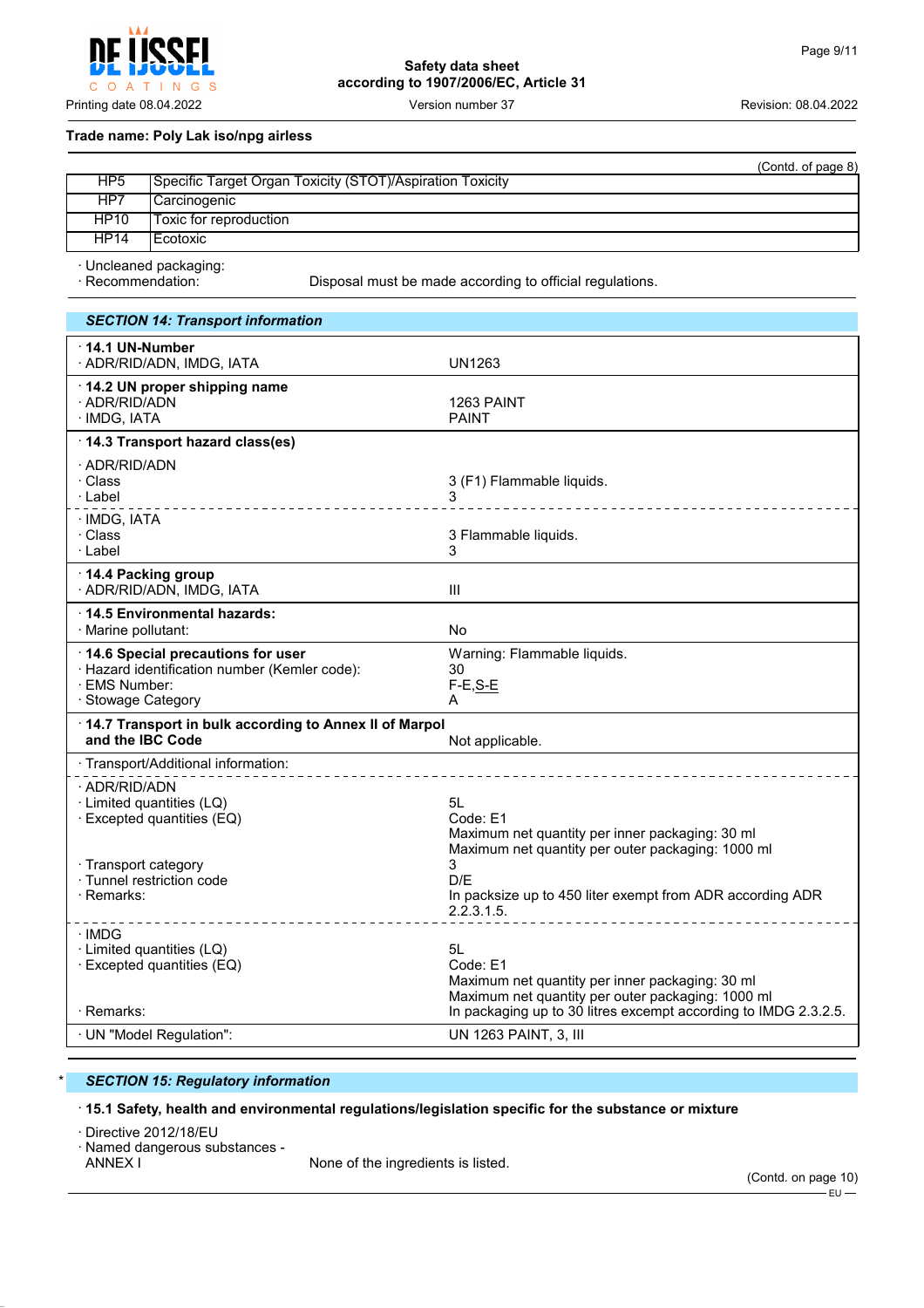Trade name: Poly Lak iso/npg airless

(Contd. of page 8)

| | |
|---|---|
| HP5 | Specific Target Organ Toxicity (STOT)/Aspiration Toxicity |
| HP7 | Carcinogenic |
| HP10 | Toxic for reproduction |
| HP14 | Ecotoxic |

· Uncleaned packaging:
· Recommendation: Disposal must be made according to official regulations.

## SECTION 14: Transport information

| | |
|---|---|
| · **14.1 UN-Number** | |
| · ADR/RID/ADN, IMDG, IATA | UN1263 |
| · **14.2 UN proper shipping name** | |
| · ADR/RID/ADN | 1263 PAINT |
| · IMDG, IATA | PAINT |
| · **14.3 Transport hazard class(es)** | |
| · ADR/RID/ADN | |
| · Class | 3 (F1) Flammable liquids. |
| · Label | 3 |
| · IMDG, IATA | |
| · Class | 3 Flammable liquids. |
| · Label | 3 |
| · **14.4 Packing group** | |
| · ADR/RID/ADN, IMDG, IATA | III |
| · **14.5 Environmental hazards:** | |
| · Marine pollutant: | No |
| · **14.6 Special precautions for user** | Warning: Flammable liquids. |
| · Hazard identification number (Kemler code): | 30 |
| · EMS Number: | F-E,S-E |
| · Stowage Category | A |
| · **14.7 Transport in bulk according to Annex II of Marpol and the IBC Code** | Not applicable. |
| · Transport/Additional information: | |
| · ADR/RID/ADN | |
| · Limited quantities (LQ) | 5L |
| · Excepted quantities (EQ) | Code: E1<br>Maximum net quantity per inner packaging: 30 ml<br>Maximum net quantity per outer packaging: 1000 ml |
| · Transport category | 3 |
| · Tunnel restriction code | D/E |
| · Remarks: | In packsize up to 450 liter exempt from ADR according ADR 2.2.3.1.5. |
| · IMDG | |
| · Limited quantities (LQ) | 5L |
| · Excepted quantities (EQ) | Code: E1<br>Maximum net quantity per inner packaging: 30 ml<br>Maximum net quantity per outer packaging: 1000 ml |
| · Remarks: | In packaging up to 30 litres excempt according to IMDG 2.3.2.5. |
| · UN "Model Regulation": | UN 1263 PAINT, 3, III |

## * SECTION 15: Regulatory information

· **15.1 Safety, health and environmental regulations/legislation specific for the substance or mixture**

· Directive 2012/18/EU
· Named dangerous substances - ANNEX I None of the ingredients is listed.

(Contd. on page 10)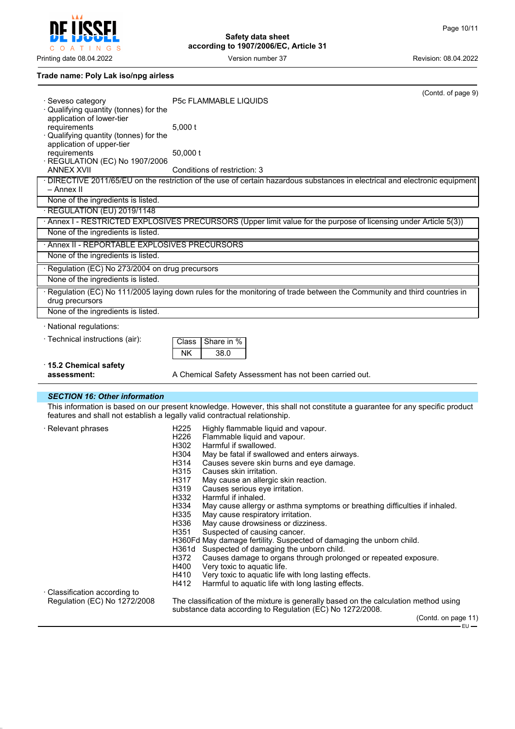**Trade name: Poly Lak iso/npg airless**

(Contd. of page 9)

· Seveso category P5c FLAMMABLE LIQUIDS

· Qualifying quantity (tonnes) for the application of lower-tier requirements 5,000 t

· Qualifying quantity (tonnes) for the application of upper-tier requirements 50,000 t

· REGULATION (EC) No 1907/2006 ANNEX XVII Conditions of restriction: 3

| · DIRECTIVE 2011/65/EU on the restriction of the use of certain hazardous substances in electrical and electronic equipment – Annex II |
|---|
| None of the ingredients is listed. |

· REGULATION (EU) 2019/1148

| · Annex I - RESTRICTED EXPLOSIVES PRECURSORS (Upper limit value for the purpose of licensing under Article 5(3)) |
|---|
| None of the ingredients is listed. |

| · Annex II - REPORTABLE EXPLOSIVES PRECURSORS |
|---|
| None of the ingredients is listed. |

| · Regulation (EC) No 273/2004 on drug precursors |
|---|
| None of the ingredients is listed. |

| · Regulation (EC) No 111/2005 laying down rules for the monitoring of trade between the Community and third countries in drug precursors |
|---|
| None of the ingredients is listed. |

· National regulations:

· Technical instructions (air):

| Class | Share in % |
|---|---|
| NK | 38.0 |

· **15.2 Chemical safety assessment:** A Chemical Safety Assessment has not been carried out.

## *SECTION 16: Other information*

This information is based on our present knowledge. However, this shall not constitute a guarantee for any specific product features and shall not establish a legally valid contractual relationship.

· Relevant phrases

H225 Highly flammable liquid and vapour.
H226 Flammable liquid and vapour.
H302 Harmful if swallowed.
H304 May be fatal if swallowed and enters airways.
H314 Causes severe skin burns and eye damage.
H315 Causes skin irritation.
H317 May cause an allergic skin reaction.
H319 Causes serious eye irritation.
H332 Harmful if inhaled.
H334 May cause allergy or asthma symptoms or breathing difficulties if inhaled.
H335 May cause respiratory irritation.
H336 May cause drowsiness or dizziness.
H351 Suspected of causing cancer.
H360Fd May damage fertility. Suspected of damaging the unborn child.
H361d Suspected of damaging the unborn child.
H372 Causes damage to organs through prolonged or repeated exposure.
H400 Very toxic to aquatic life.
H410 Very toxic to aquatic life with long lasting effects.
H412 Harmful to aquatic life with long lasting effects.

· Classification according to Regulation (EC) No 1272/2008

The classification of the mixture is generally based on the calculation method using substance data according to Regulation (EC) No 1272/2008.

(Contd. on page 11)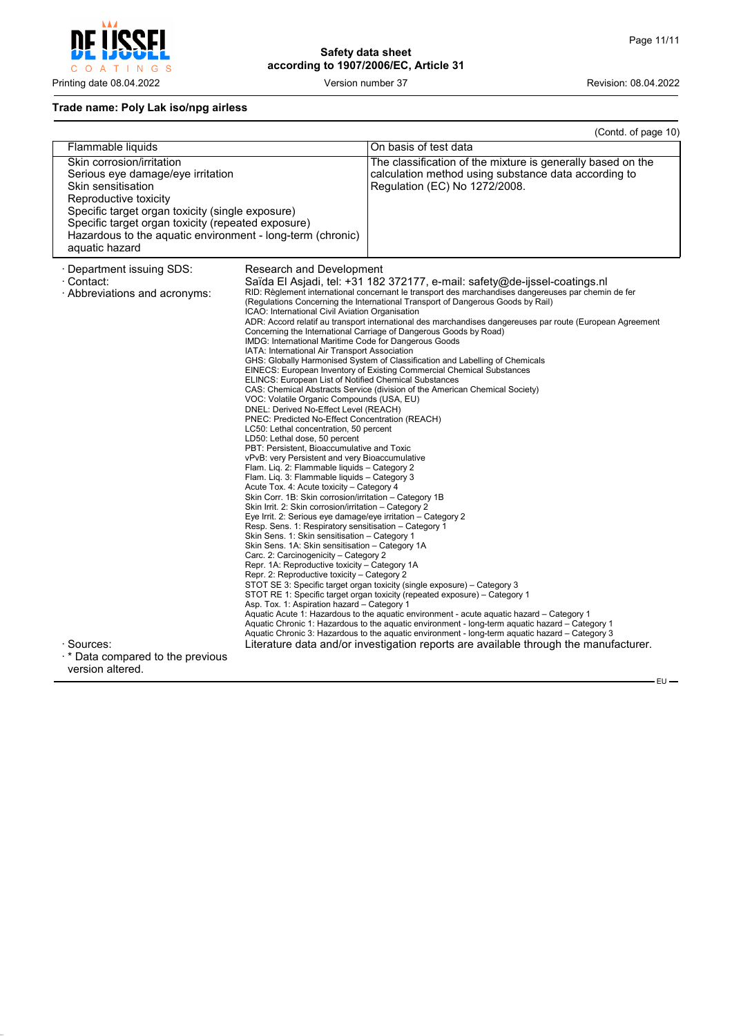**Trade name: Poly Lak iso/npg airless**

(Contd. of page 10)

| | |
|---|---|
| Flammable liquids | On basis of test data |
| Skin corrosion/irritation<br>Serious eye damage/eye irritation<br>Skin sensitisation<br>Reproductive toxicity<br>Specific target organ toxicity (single exposure)<br>Specific target organ toxicity (repeated exposure)<br>Hazardous to the aquatic environment - long-term (chronic) aquatic hazard | The classification of the mixture is generally based on the calculation method using substance data according to Regulation (EC) No 1272/2008. |

· Department issuing SDS: Research and Development

· Contact: Saïda El Asjadi, tel: +31 182 372177, e-mail: safety@de-ijssel-coatings.nl

· Abbreviations and acronyms:
RID: Règlement international concernant le transport des marchandises dangereuses par chemin de fer (Regulations Concerning the International Transport of Dangerous Goods by Rail)
ICAO: International Civil Aviation Organisation
ADR: Accord relatif au transport international des marchandises dangereuses par route (European Agreement Concerning the International Carriage of Dangerous Goods by Road)
IMDG: International Maritime Code for Dangerous Goods
IATA: International Air Transport Association
GHS: Globally Harmonised System of Classification and Labelling of Chemicals
EINECS: European Inventory of Existing Commercial Chemical Substances
ELINCS: European List of Notified Chemical Substances
CAS: Chemical Abstracts Service (division of the American Chemical Society)
VOC: Volatile Organic Compounds (USA, EU)
DNEL: Derived No-Effect Level (REACH)
PNEC: Predicted No-Effect Concentration (REACH)
LC50: Lethal concentration, 50 percent
LD50: Lethal dose, 50 percent
PBT: Persistent, Bioaccumulative and Toxic
vPvB: very Persistent and very Bioaccumulative
Flam. Liq. 2: Flammable liquids – Category 2
Flam. Liq. 3: Flammable liquids – Category 3
Acute Tox. 4: Acute toxicity – Category 4
Skin Corr. 1B: Skin corrosion/irritation – Category 1B
Skin Irrit. 2: Skin corrosion/irritation – Category 2
Eye Irrit. 2: Serious eye damage/eye irritation – Category 2
Resp. Sens. 1: Respiratory sensitisation – Category 1
Skin Sens. 1: Skin sensitisation – Category 1
Skin Sens. 1A: Skin sensitisation – Category 1A
Carc. 2: Carcinogenicity – Category 2
Repr. 1A: Reproductive toxicity – Category 1A
Repr. 2: Reproductive toxicity – Category 2
STOT SE 3: Specific target organ toxicity (single exposure) – Category 3
STOT RE 1: Specific target organ toxicity (repeated exposure) – Category 1
Asp. Tox. 1: Aspiration hazard – Category 1
Aquatic Acute 1: Hazardous to the aquatic environment - acute aquatic hazard – Category 1
Aquatic Chronic 1: Hazardous to the aquatic environment - long-term aquatic hazard – Category 1
Aquatic Chronic 3: Hazardous to the aquatic environment - long-term aquatic hazard – Category 3

· Sources: Literature data and/or investigation reports are available through the manufacturer.

· * Data compared to the previous version altered.